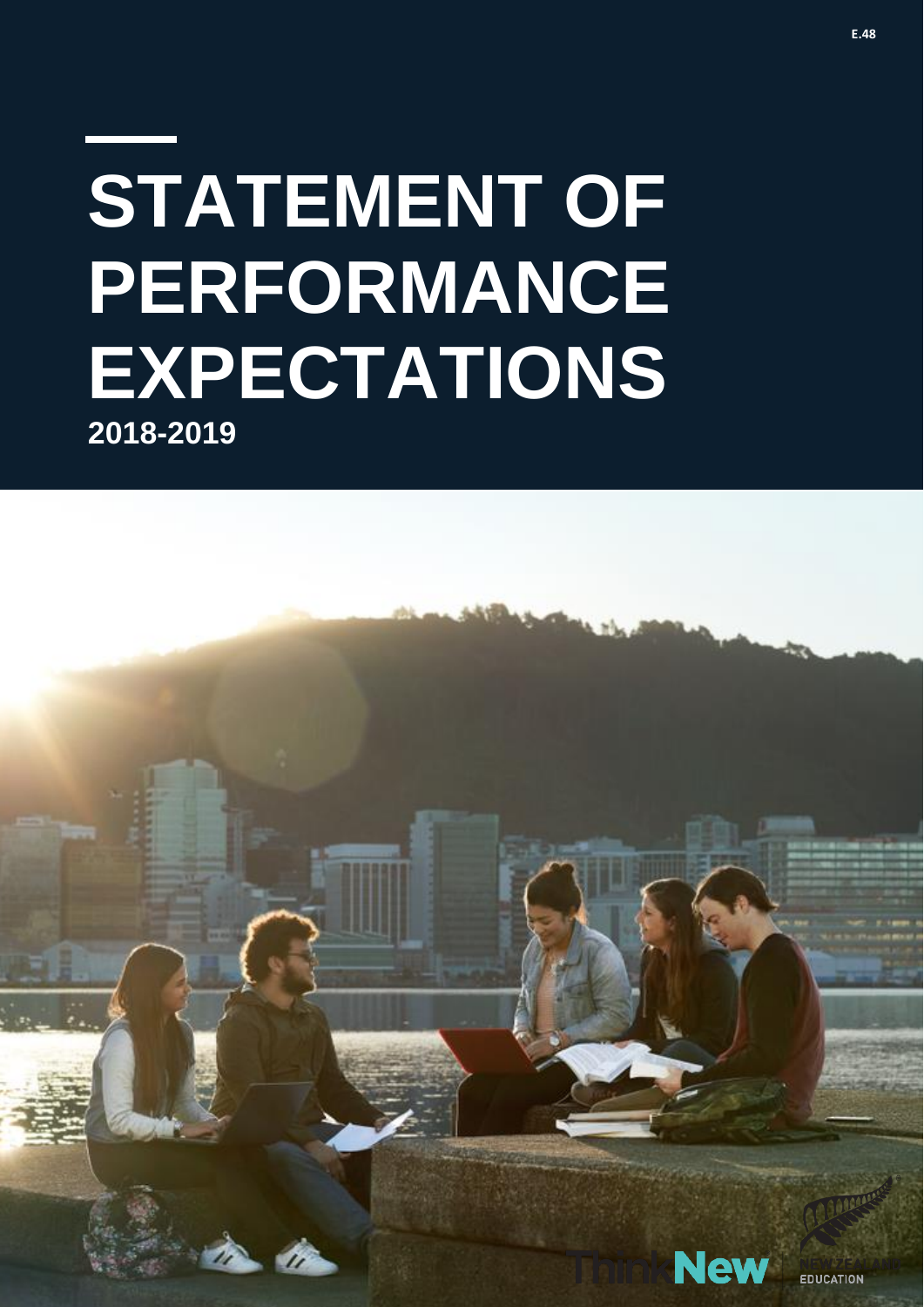E.48

# STATEMENT OF PERFORMANCE EXPECTATIONS

**2018-2019**

ThinkNew

NEW ZEALAND EDUCATION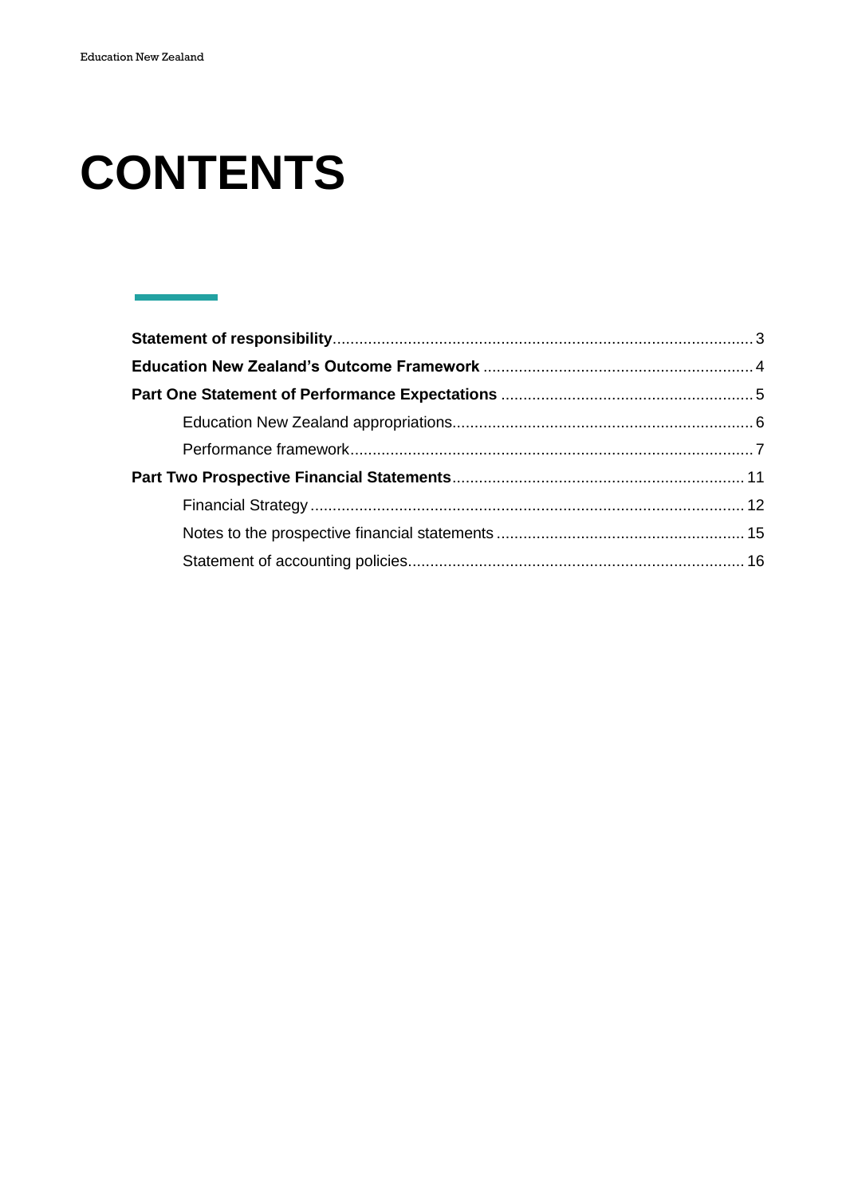# CONTENTS

**Statement of responsibility** .......... 3

**Education New Zealand's Outcome Framework** .......... 4

**Part One Statement of Performance Expectations** .......... 5

- Education New Zealand appropriations .......... 6
- Performance framework .......... 7

**Part Two Prospective Financial Statements** .......... 11

- Financial Strategy .......... 12
- Notes to the prospective financial statements .......... 15
- Statement of accounting policies .......... 16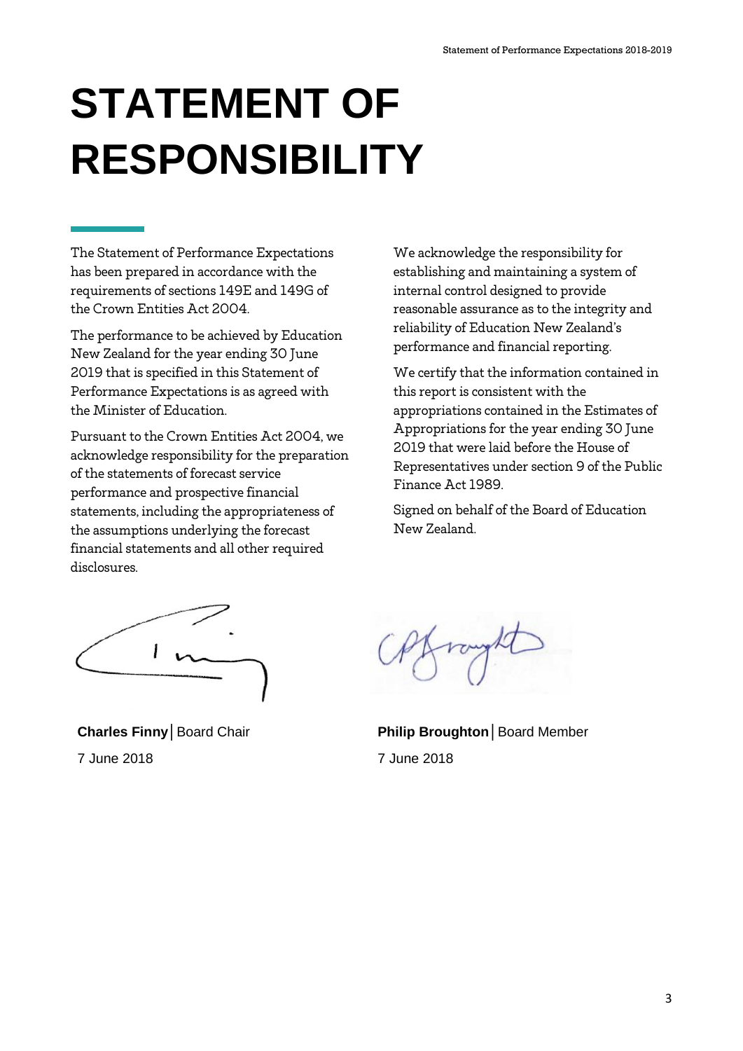# STATEMENT OF RESPONSIBILITY

The Statement of Performance Expectations has been prepared in accordance with the requirements of sections 149E and 149G of the Crown Entities Act 2004.

The performance to be achieved by Education New Zealand for the year ending 30 June 2019 that is specified in this Statement of Performance Expectations is as agreed with the Minister of Education.

Pursuant to the Crown Entities Act 2004, we acknowledge responsibility for the preparation of the statements of forecast service performance and prospective financial statements, including the appropriateness of the assumptions underlying the forecast financial statements and all other required disclosures.

We acknowledge the responsibility for establishing and maintaining a system of internal control designed to provide reasonable assurance as to the integrity and reliability of Education New Zealand's performance and financial reporting.

We certify that the information contained in this report is consistent with the appropriations contained in the Estimates of Appropriations for the year ending 30 June 2019 that were laid before the House of Representatives under section 9 of the Public Finance Act 1989.

Signed on behalf of the Board of Education New Zealand.

**Charles Finny** | Board Chair

7 June 2018

**Philip Broughton** | Board Member

7 June 2018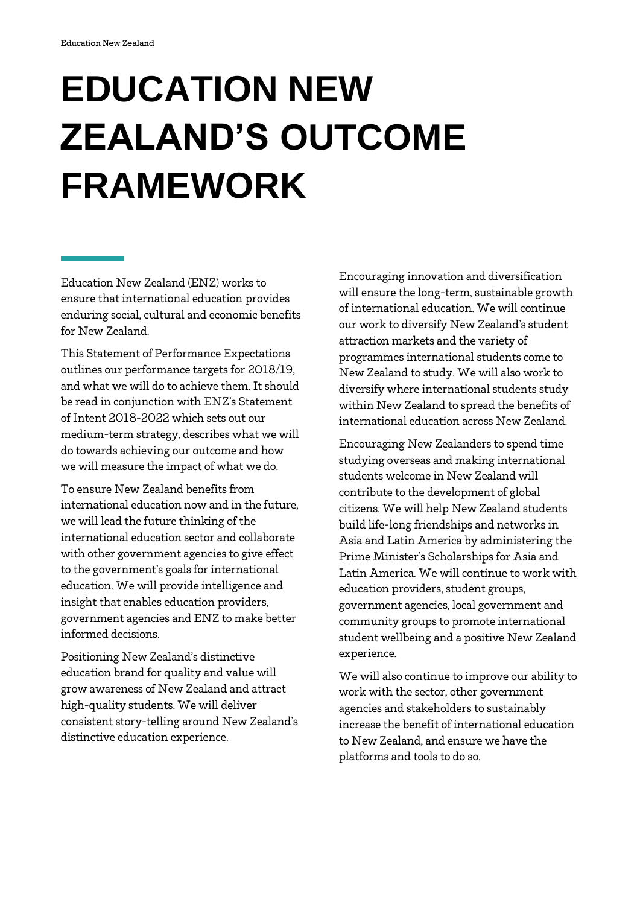# EDUCATION NEW ZEALAND'S OUTCOME FRAMEWORK

Education New Zealand (ENZ) works to ensure that international education provides enduring social, cultural and economic benefits for New Zealand.

This Statement of Performance Expectations outlines our performance targets for 2018/19, and what we will do to achieve them. It should be read in conjunction with ENZ's Statement of Intent 2018-2022 which sets out our medium-term strategy, describes what we will do towards achieving our outcome and how we will measure the impact of what we do.

To ensure New Zealand benefits from international education now and in the future, we will lead the future thinking of the international education sector and collaborate with other government agencies to give effect to the government's goals for international education. We will provide intelligence and insight that enables education providers, government agencies and ENZ to make better informed decisions.

Positioning New Zealand's distinctive education brand for quality and value will grow awareness of New Zealand and attract high-quality students. We will deliver consistent story-telling around New Zealand's distinctive education experience.

Encouraging innovation and diversification will ensure the long-term, sustainable growth of international education. We will continue our work to diversify New Zealand's student attraction markets and the variety of programmes international students come to New Zealand to study. We will also work to diversify where international students study within New Zealand to spread the benefits of international education across New Zealand.

Encouraging New Zealanders to spend time studying overseas and making international students welcome in New Zealand will contribute to the development of global citizens. We will help New Zealand students build life-long friendships and networks in Asia and Latin America by administering the Prime Minister's Scholarships for Asia and Latin America. We will continue to work with education providers, student groups, government agencies, local government and community groups to promote international student wellbeing and a positive New Zealand experience.

We will also continue to improve our ability to work with the sector, other government agencies and stakeholders to sustainably increase the benefit of international education to New Zealand, and ensure we have the platforms and tools to do so.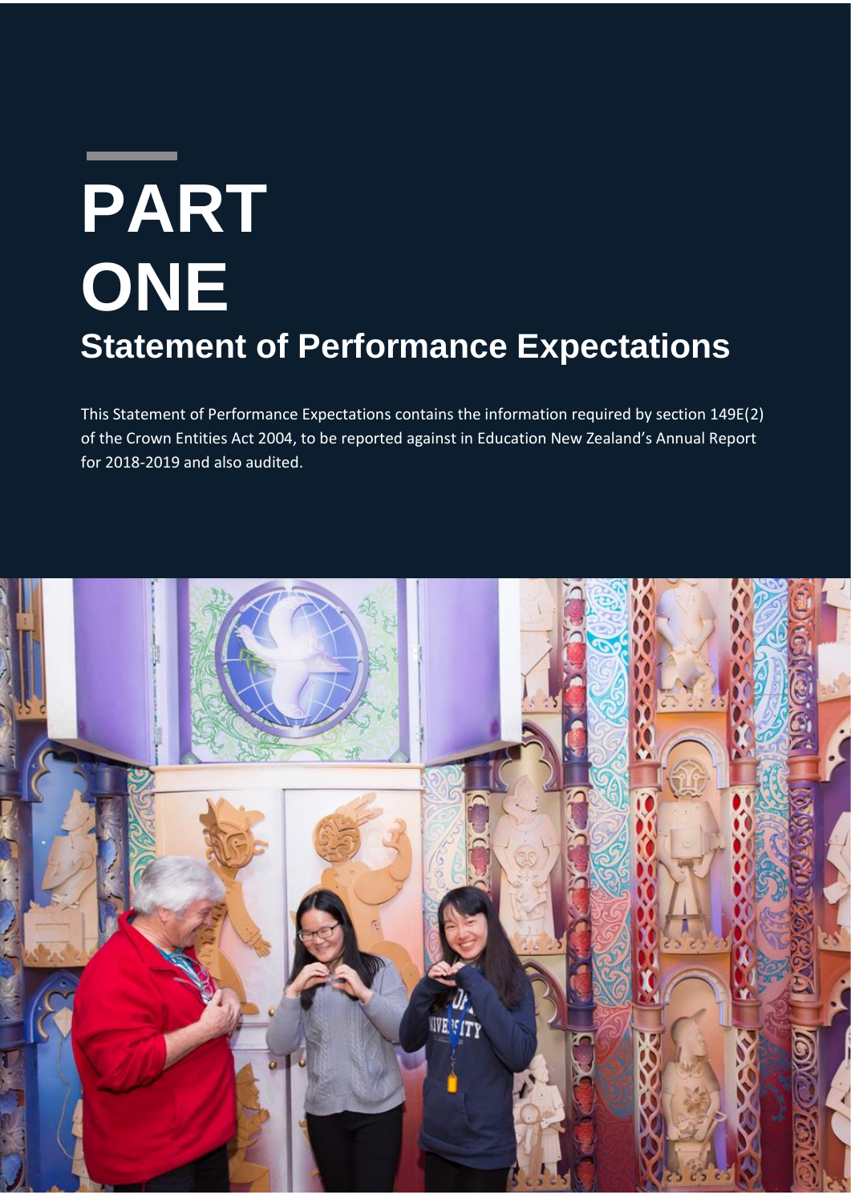# PART ONE

## Statement of Performance Expectations

This Statement of Performance Expectations contains the information required by section 149E(2) of the Crown Entities Act 2004, to be reported against in Education New Zealand's Annual Report for 2018-2019 and also audited.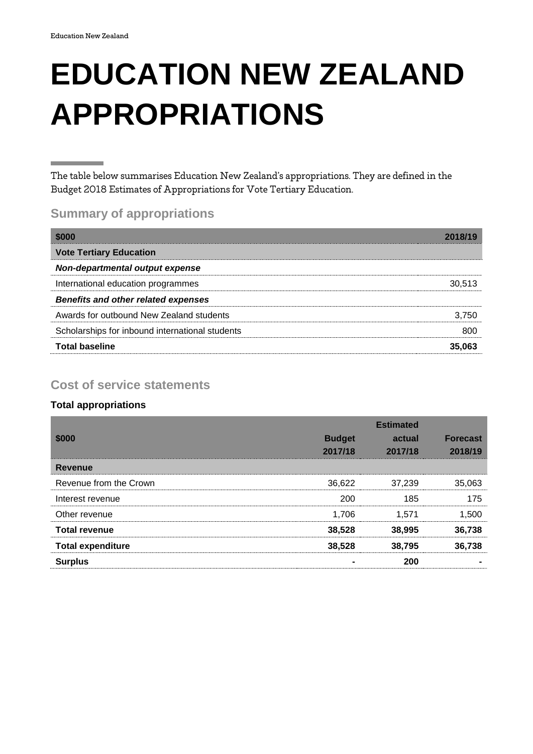# EDUCATION NEW ZEALAND APPROPRIATIONS

The table below summarises Education New Zealand's appropriations. They are defined in the Budget 2018 Estimates of Appropriations for Vote Tertiary Education.

## Summary of appropriations

| $000 | 2018/19 |
|---|---|
| **Vote Tertiary Education** | |
| ***Non-departmental output expense*** | |
| International education programmes | 30,513 |
| ***Benefits and other related expenses*** | |
| Awards for outbound New Zealand students | 3,750 |
| Scholarships for inbound international students | 800 |
| **Total baseline** | **35,063** |

## Cost of service statements

### Total appropriations

| $000 | Budget 2017/18 | Estimated actual 2017/18 | Forecast 2018/19 |
|---|---|---|---|
| **Revenue** | | | |
| Revenue from the Crown | 36,622 | 37,239 | 35,063 |
| Interest revenue | 200 | 185 | 175 |
| Other revenue | 1,706 | 1,571 | 1,500 |
| **Total revenue** | **38,528** | **38,995** | **36,738** |
| **Total expenditure** | **38,528** | **38,795** | **36,738** |
| **Surplus** | **-** | **200** | **-** |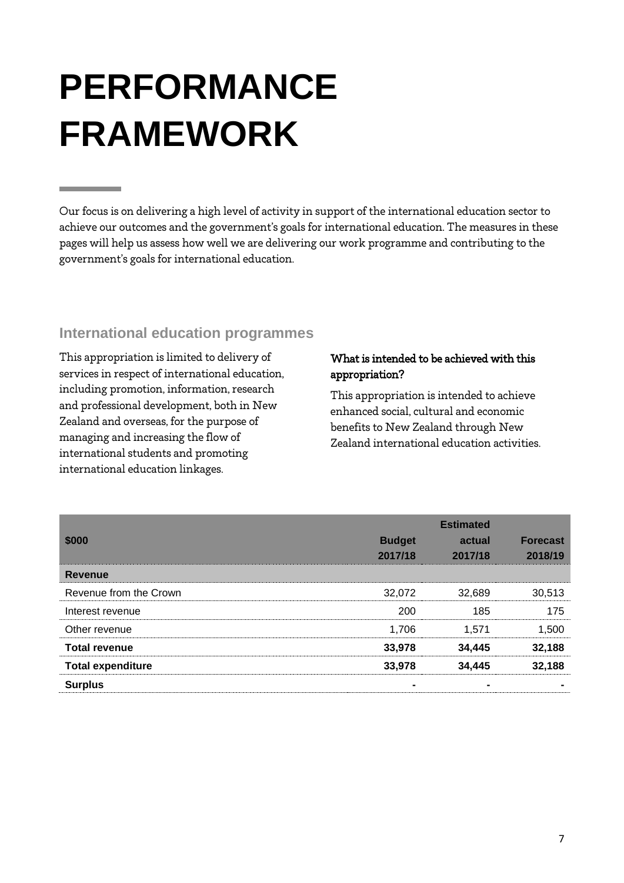# PERFORMANCE FRAMEWORK

Our focus is on delivering a high level of activity in support of the international education sector to achieve our outcomes and the government's goals for international education. The measures in these pages will help us assess how well we are delivering our work programme and contributing to the government's goals for international education.

## International education programmes

This appropriation is limited to delivery of services in respect of international education, including promotion, information, research and professional development, both in New Zealand and overseas, for the purpose of managing and increasing the flow of international students and promoting international education linkages.

**What is intended to be achieved with this appropriation?**

This appropriation is intended to achieve enhanced social, cultural and economic benefits to New Zealand through New Zealand international education activities.

| $000 | Budget 2017/18 | Estimated actual 2017/18 | Forecast 2018/19 |
|---|---|---|---|
| **Revenue** | | | |
| Revenue from the Crown | 32,072 | 32,689 | 30,513 |
| Interest revenue | 200 | 185 | 175 |
| Other revenue | 1,706 | 1,571 | 1,500 |
| **Total revenue** | **33,978** | **34,445** | **32,188** |
| **Total expenditure** | **33,978** | **34,445** | **32,188** |
| **Surplus** | **-** | **-** | **-** |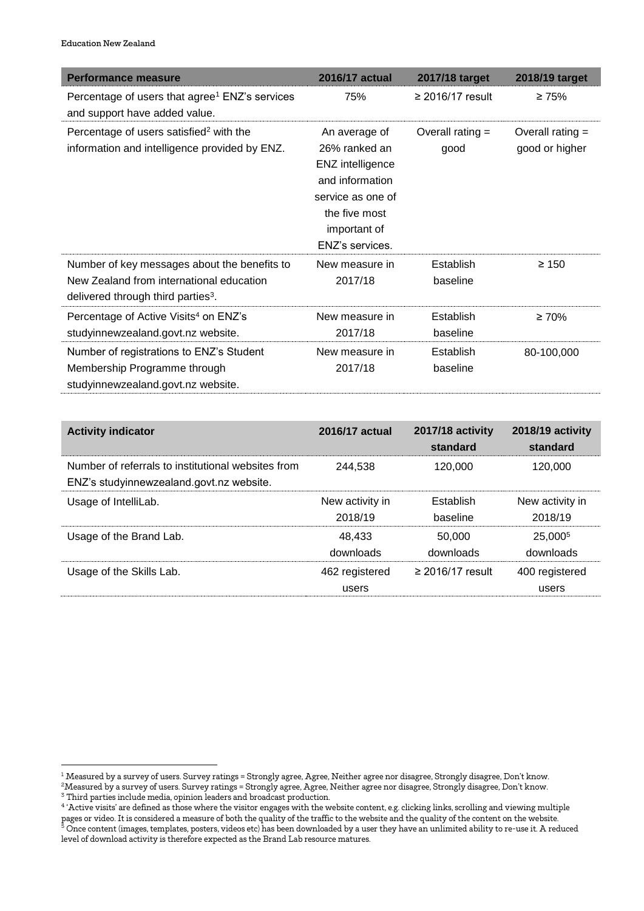| Performance measure | 2016/17 actual | 2017/18 target | 2018/19 target |
|---|---|---|---|
| Percentage of users that agree[1] ENZ's services and support have added value. | 75% | ≥ 2016/17 result | ≥ 75% |
| Percentage of users satisfied[2] with the information and intelligence provided by ENZ. | An average of 26% ranked an ENZ intelligence and information service as one of the five most important of ENZ's services. | Overall rating = good | Overall rating = good or higher |
| Number of key messages about the benefits to New Zealand from international education delivered through third parties[3]. | New measure in 2017/18 | Establish baseline | ≥ 150 |
| Percentage of Active Visits[4] on ENZ's studyinnewzealand.govt.nz website. | New measure in 2017/18 | Establish baseline | ≥ 70% |
| Number of registrations to ENZ's Student Membership Programme through studyinnewzealand.govt.nz website. | New measure in 2017/18 | Establish baseline | 80-100,000 |

| Activity indicator | 2016/17 actual | 2017/18 activity standard | 2018/19 activity standard |
|---|---|---|---|
| Number of referrals to institutional websites from ENZ's studyinnewzealand.govt.nz website. | 244,538 | 120,000 | 120,000 |
| Usage of IntelliLab. | New activity in 2018/19 | Establish baseline | New activity in 2018/19 |
| Usage of the Brand Lab. | 48,433 downloads | 50,000 downloads | 25,000[5] downloads |
| Usage of the Skills Lab. | 462 registered users | ≥ 2016/17 result | 400 registered users |

[1] Measured by a survey of users. Survey ratings = Strongly agree, Agree, Neither agree nor disagree, Strongly disagree, Don't know.

[2] Measured by a survey of users. Survey ratings = Strongly agree, Agree, Neither agree nor disagree, Strongly disagree, Don't know.

[3] Third parties include media, opinion leaders and broadcast production.

[4] 'Active visits' are defined as those where the visitor engages with the website content, e.g. clicking links, scrolling and viewing multiple pages or video. It is considered a measure of both the quality of the traffic to the website and the quality of the content on the website.

[5] Once content (images, templates, posters, videos etc) has been downloaded by a user they have an unlimited ability to re-use it. A reduced level of download activity is therefore expected as the Brand Lab resource matures.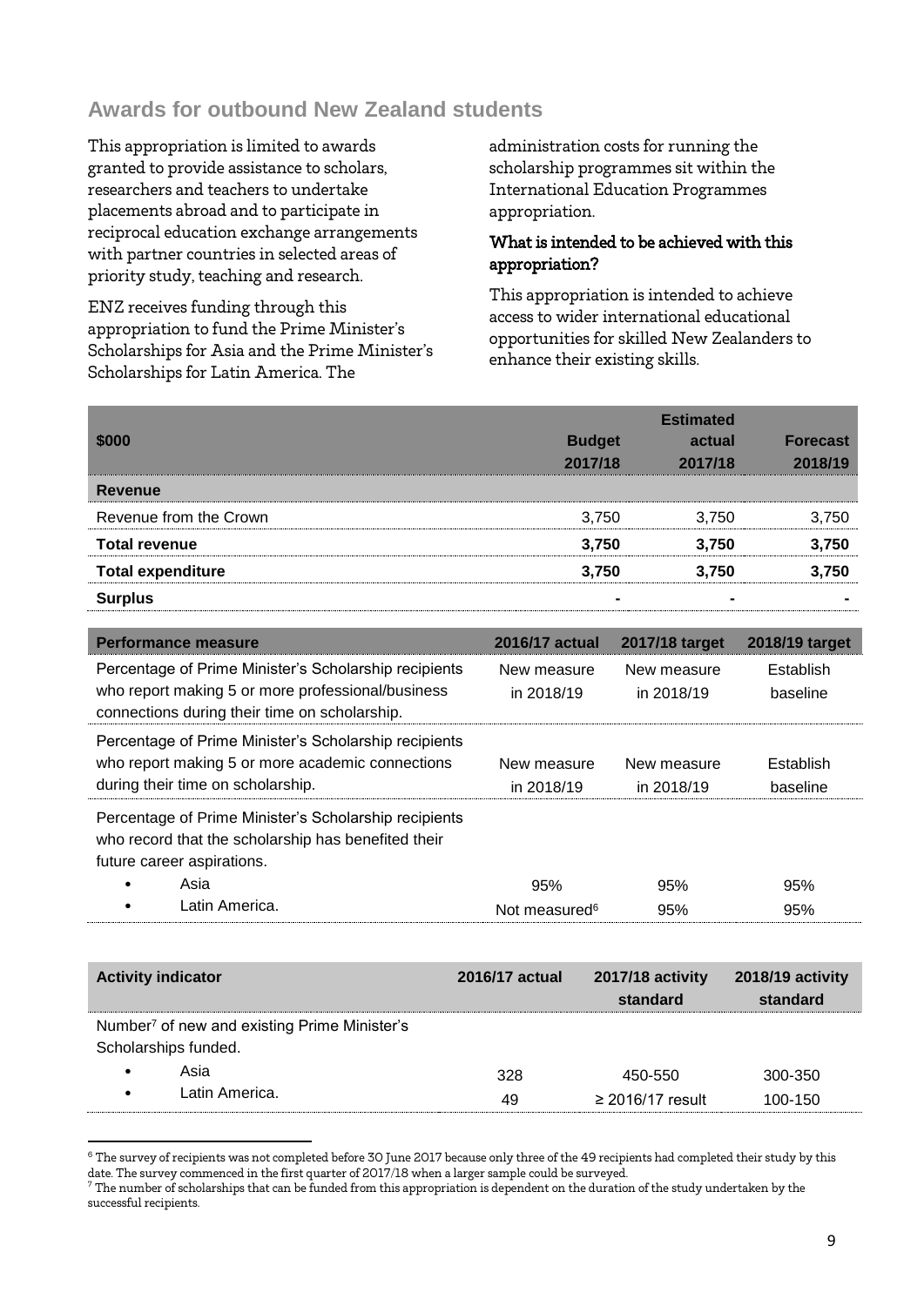## Awards for outbound New Zealand students

This appropriation is limited to awards granted to provide assistance to scholars, researchers and teachers to undertake placements abroad and to participate in reciprocal education exchange arrangements with partner countries in selected areas of priority study, teaching and research.

ENZ receives funding through this appropriation to fund the Prime Minister's Scholarships for Asia and the Prime Minister's Scholarships for Latin America. The administration costs for running the scholarship programmes sit within the International Education Programmes appropriation.

### What is intended to be achieved with this appropriation?

This appropriation is intended to achieve access to wider international educational opportunities for skilled New Zealanders to enhance their existing skills.

| $000 | Budget 2017/18 | Estimated actual 2017/18 | Forecast 2018/19 |
|---|---|---|---|
| **Revenue** | | | |
| Revenue from the Crown | 3,750 | 3,750 | 3,750 |
| **Total revenue** | **3,750** | **3,750** | **3,750** |
| **Total expenditure** | **3,750** | **3,750** | **3,750** |
| **Surplus** | **-** | **-** | **-** |

| Performance measure | 2016/17 actual | 2017/18 target | 2018/19 target |
|---|---|---|---|
| Percentage of Prime Minister's Scholarship recipients who report making 5 or more professional/business connections during their time on scholarship. | New measure in 2018/19 | New measure in 2018/19 | Establish baseline |
| Percentage of Prime Minister's Scholarship recipients who report making 5 or more academic connections during their time on scholarship. | New measure in 2018/19 | New measure in 2018/19 | Establish baseline |
| Percentage of Prime Minister's Scholarship recipients who record that the scholarship has benefited their future career aspirations. | | | |
| • Asia | 95% | 95% | 95% |
| • Latin America. | Not measured[6] | 95% | 95% |

| Activity indicator | 2016/17 actual | 2017/18 activity standard | 2018/19 activity standard |
|---|---|---|---|
| Number[7] of new and existing Prime Minister's Scholarships funded. | | | |
| • Asia | 328 | 450-550 | 300-350 |
| • Latin America. | 49 | ≥ 2016/17 result | 100-150 |

[6] The survey of recipients was not completed before 30 June 2017 because only three of the 49 recipients had completed their study by this date. The survey commenced in the first quarter of 2017/18 when a larger sample could be surveyed.

[7] The number of scholarships that can be funded from this appropriation is dependent on the duration of the study undertaken by the successful recipients.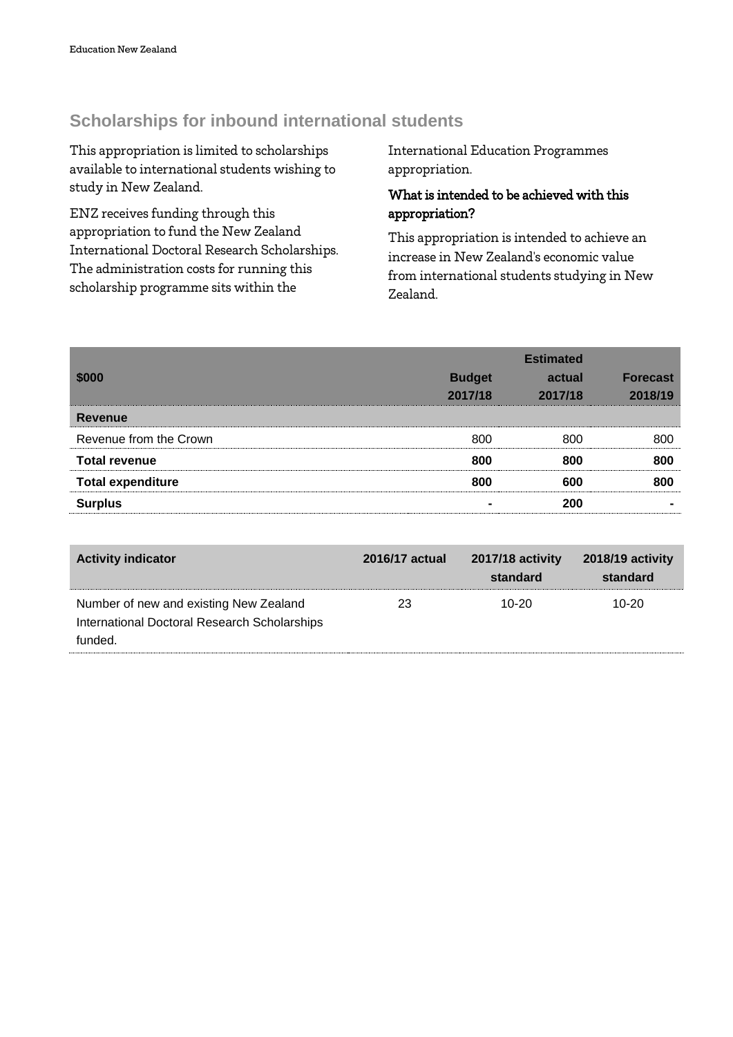## Scholarships for inbound international students

This appropriation is limited to scholarships available to international students wishing to study in New Zealand.

ENZ receives funding through this appropriation to fund the New Zealand International Doctoral Research Scholarships. The administration costs for running this scholarship programme sits within the International Education Programmes appropriation.

### What is intended to be achieved with this appropriation?

This appropriation is intended to achieve an increase in New Zealand's economic value from international students studying in New Zealand.

| $000 | Budget 2017/18 | Estimated actual 2017/18 | Forecast 2018/19 |
|---|---|---|---|
| **Revenue** | | | |
| Revenue from the Crown | 800 | 800 | 800 |
| **Total revenue** | **800** | **800** | **800** |
| **Total expenditure** | **800** | **600** | **800** |
| **Surplus** | **-** | **200** | **-** |

| Activity indicator | 2016/17 actual | 2017/18 activity standard | 2018/19 activity standard |
|---|---|---|---|
| Number of new and existing New Zealand International Doctoral Research Scholarships funded. | 23 | 10-20 | 10-20 |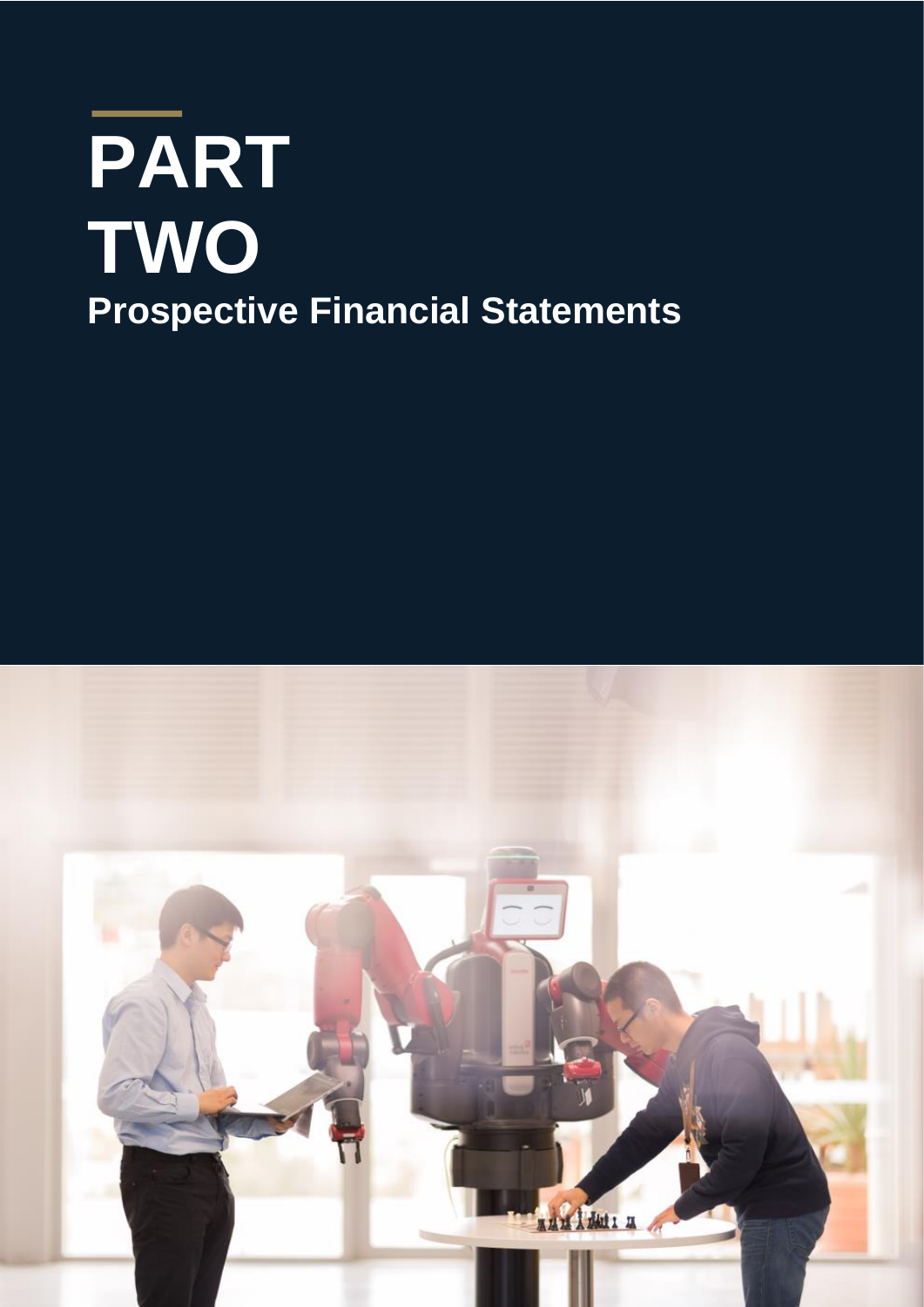# PART TWO

## Prospective Financial Statements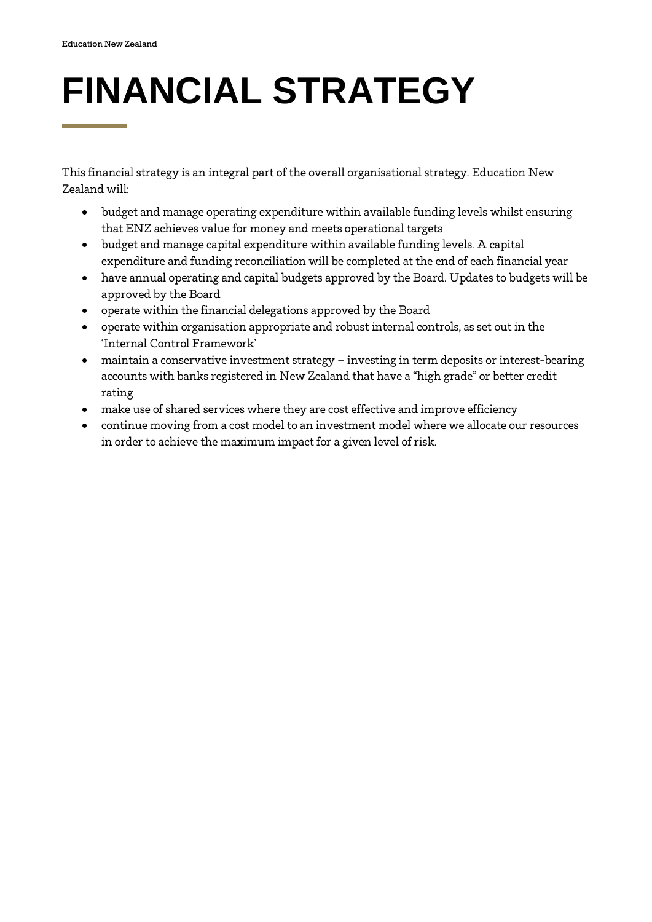# FINANCIAL STRATEGY

This financial strategy is an integral part of the overall organisational strategy. Education New Zealand will:

- budget and manage operating expenditure within available funding levels whilst ensuring that ENZ achieves value for money and meets operational targets
- budget and manage capital expenditure within available funding levels. A capital expenditure and funding reconciliation will be completed at the end of each financial year
- have annual operating and capital budgets approved by the Board. Updates to budgets will be approved by the Board
- operate within the financial delegations approved by the Board
- operate within organisation appropriate and robust internal controls, as set out in the 'Internal Control Framework'
- maintain a conservative investment strategy – investing in term deposits or interest-bearing accounts with banks registered in New Zealand that have a "high grade" or better credit rating
- make use of shared services where they are cost effective and improve efficiency
- continue moving from a cost model to an investment model where we allocate our resources in order to achieve the maximum impact for a given level of risk.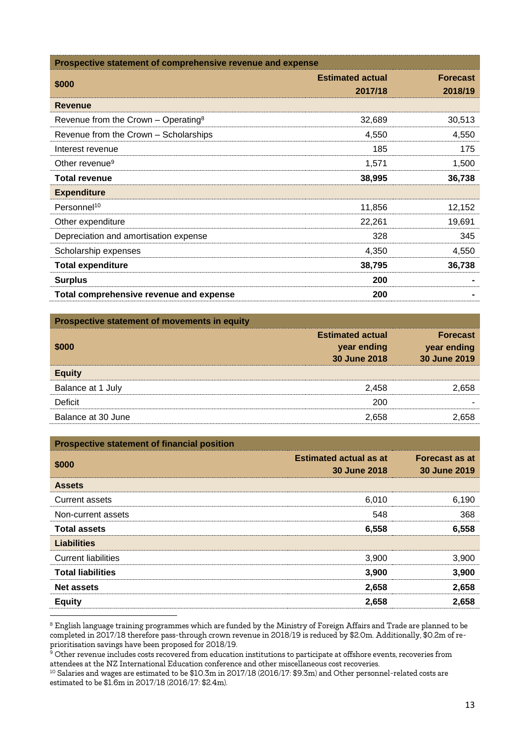| Prospective statement of comprehensive revenue and expense | | |
|---|---|---|
| **$000** | **Estimated actual 2017/18** | **Forecast 2018/19** |
| **Revenue** | | |
| Revenue from the Crown – Operating[8] | 32,689 | 30,513 |
| Revenue from the Crown – Scholarships | 4,550 | 4,550 |
| Interest revenue | 185 | 175 |
| Other revenue[9] | 1,571 | 1,500 |
| **Total revenue** | **38,995** | **36,738** |
| **Expenditure** | | |
| Personnel[10] | 11,856 | 12,152 |
| Other expenditure | 22,261 | 19,691 |
| Depreciation and amortisation expense | 328 | 345 |
| Scholarship expenses | 4,350 | 4,550 |
| **Total expenditure** | **38,795** | **36,738** |
| **Surplus** | **200** | **-** |
| **Total comprehensive revenue and expense** | **200** | **-** |

| Prospective statement of movements in equity | | |
|---|---|---|
| **$000** | **Estimated actual year ending 30 June 2018** | **Forecast year ending 30 June 2019** |
| **Equity** | | |
| Balance at 1 July | 2,458 | 2,658 |
| Deficit | 200 | - |
| Balance at 30 June | 2,658 | 2,658 |

| Prospective statement of financial position | | |
|---|---|---|
| **$000** | **Estimated actual as at 30 June 2018** | **Forecast as at 30 June 2019** |
| **Assets** | | |
| Current assets | 6,010 | 6,190 |
| Non-current assets | 548 | 368 |
| **Total assets** | **6,558** | **6,558** |
| **Liabilities** | | |
| Current liabilities | 3,900 | 3,900 |
| **Total liabilities** | **3,900** | **3,900** |
| **Net assets** | **2,658** | **2,658** |
| **Equity** | **2,658** | **2,658** |

[8] English language training programmes which are funded by the Ministry of Foreign Affairs and Trade are planned to be completed in 2017/18 therefore pass-through crown revenue in 2018/19 is reduced by $2.0m. Additionally, $0.2m of re-prioritisation savings have been proposed for 2018/19.

[9] Other revenue includes costs recovered from education institutions to participate at offshore events, recoveries from attendees at the NZ International Education conference and other miscellaneous cost recoveries.

[10] Salaries and wages are estimated to be $10.3m in 2017/18 (2016/17: $9.3m) and Other personnel-related costs are estimated to be $1.6m in 2017/18 (2016/17: $2.4m).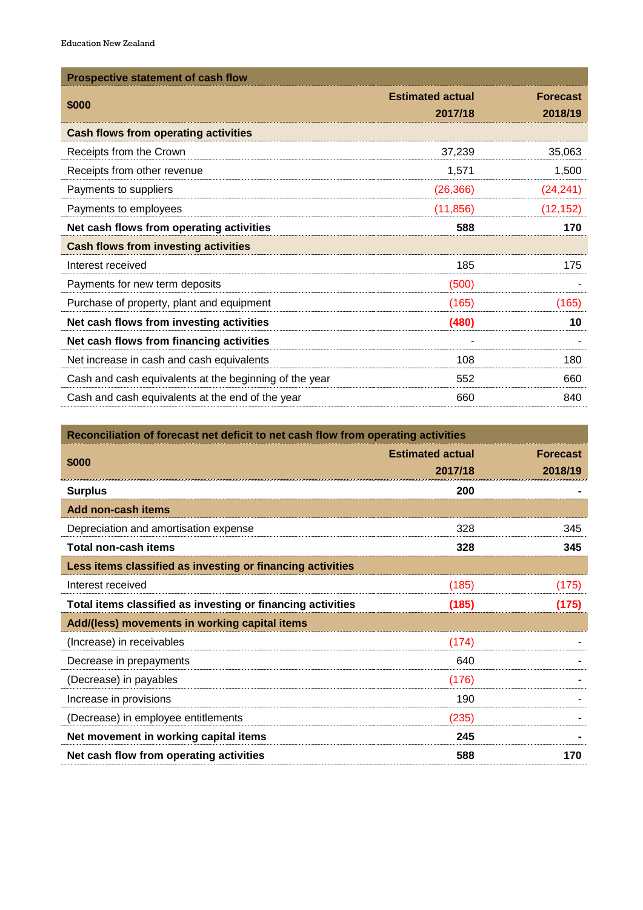| Prospective statement of cash flow | | |
|---|---|---|
| **$000** | **Estimated actual 2017/18** | **Forecast 2018/19** |
| **Cash flows from operating activities** | | |
| Receipts from the Crown | 37,239 | 35,063 |
| Receipts from other revenue | 1,571 | 1,500 |
| Payments to suppliers | (26,366) | (24,241) |
| Payments to employees | (11,856) | (12,152) |
| **Net cash flows from operating activities** | **588** | **170** |
| **Cash flows from investing activities** | | |
| Interest received | 185 | 175 |
| Payments for new term deposits | (500) | - |
| Purchase of property, plant and equipment | (165) | (165) |
| **Net cash flows from investing activities** | **(480)** | **10** |
| **Net cash flows from financing activities** | - | - |
| Net increase in cash and cash equivalents | 108 | 180 |
| Cash and cash equivalents at the beginning of the year | 552 | 660 |
| Cash and cash equivalents at the end of the year | 660 | 840 |

| Reconciliation of forecast net deficit to net cash flow from operating activities | | |
|---|---|---|
| **$000** | **Estimated actual 2017/18** | **Forecast 2018/19** |
| **Surplus** | **200** | **-** |
| **Add non-cash items** | | |
| Depreciation and amortisation expense | 328 | 345 |
| **Total non-cash items** | **328** | **345** |
| **Less items classified as investing or financing activities** | | |
| Interest received | (185) | (175) |
| **Total items classified as investing or financing activities** | **(185)** | **(175)** |
| **Add/(less) movements in working capital items** | | |
| (Increase) in receivables | (174) | - |
| Decrease in prepayments | 640 | - |
| (Decrease) in payables | (176) | - |
| Increase in provisions | 190 | - |
| (Decrease) in employee entitlements | (235) | - |
| **Net movement in working capital items** | **245** | **-** |
| **Net cash flow from operating activities** | **588** | **170** |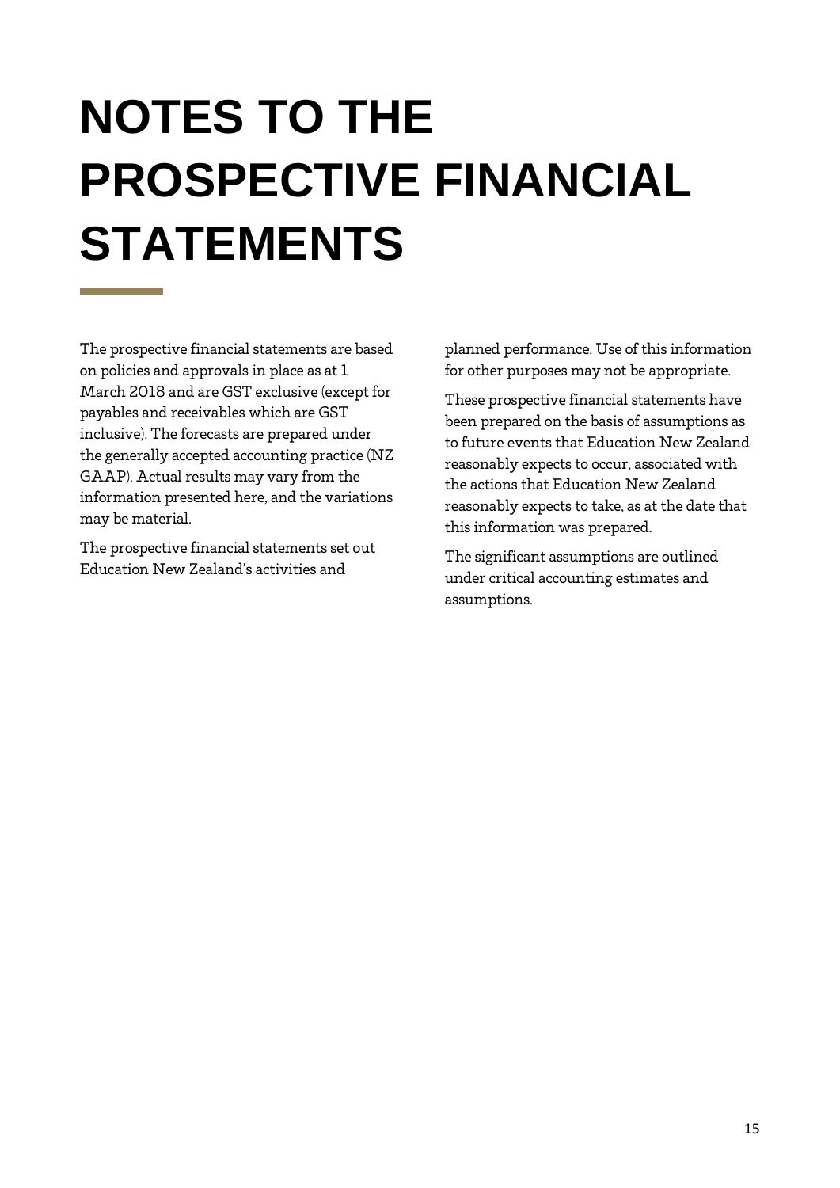# NOTES TO THE PROSPECTIVE FINANCIAL STATEMENTS

The prospective financial statements are based on policies and approvals in place as at 1 March 2018 and are GST exclusive (except for payables and receivables which are GST inclusive). The forecasts are prepared under the generally accepted accounting practice (NZ GAAP). Actual results may vary from the information presented here, and the variations may be material.

The prospective financial statements set out Education New Zealand's activities and planned performance. Use of this information for other purposes may not be appropriate.

These prospective financial statements have been prepared on the basis of assumptions as to future events that Education New Zealand reasonably expects to occur, associated with the actions that Education New Zealand reasonably expects to take, as at the date that this information was prepared.

The significant assumptions are outlined under critical accounting estimates and assumptions.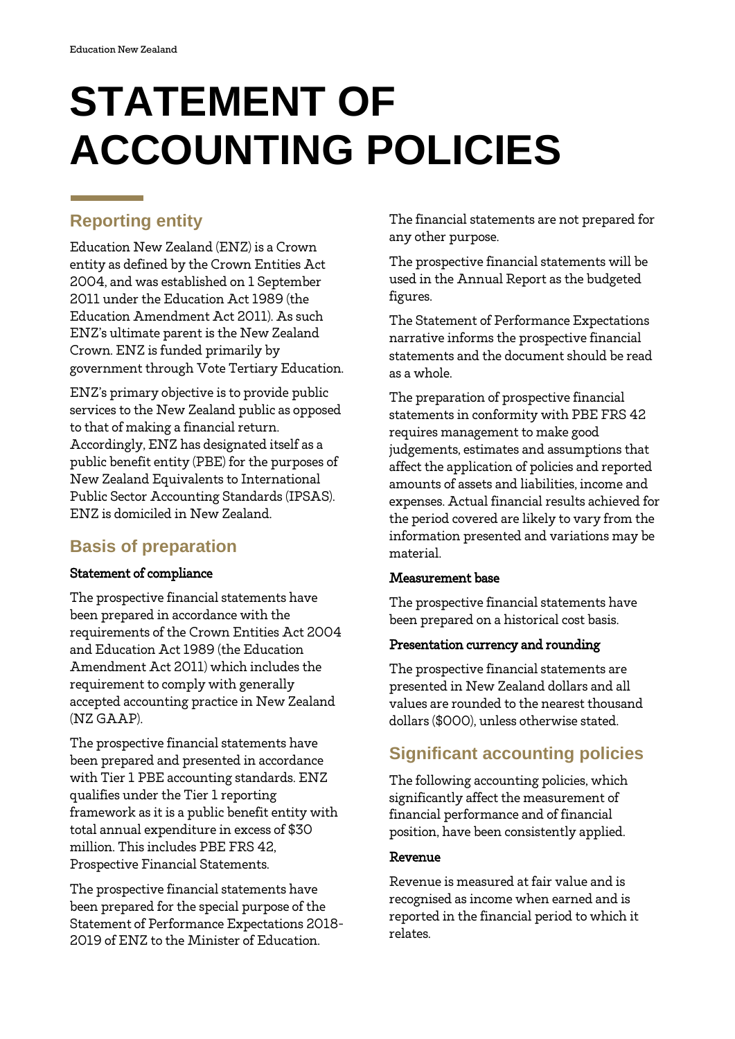# STATEMENT OF ACCOUNTING POLICIES

## Reporting entity

Education New Zealand (ENZ) is a Crown entity as defined by the Crown Entities Act 2004, and was established on 1 September 2011 under the Education Act 1989 (the Education Amendment Act 2011). As such ENZ's ultimate parent is the New Zealand Crown. ENZ is funded primarily by government through Vote Tertiary Education.

ENZ's primary objective is to provide public services to the New Zealand public as opposed to that of making a financial return. Accordingly, ENZ has designated itself as a public benefit entity (PBE) for the purposes of New Zealand Equivalents to International Public Sector Accounting Standards (IPSAS). ENZ is domiciled in New Zealand.

## Basis of preparation

### Statement of compliance

The prospective financial statements have been prepared in accordance with the requirements of the Crown Entities Act 2004 and Education Act 1989 (the Education Amendment Act 2011) which includes the requirement to comply with generally accepted accounting practice in New Zealand (NZ GAAP).

The prospective financial statements have been prepared and presented in accordance with Tier 1 PBE accounting standards. ENZ qualifies under the Tier 1 reporting framework as it is a public benefit entity with total annual expenditure in excess of $30 million. This includes PBE FRS 42, Prospective Financial Statements.

The prospective financial statements have been prepared for the special purpose of the Statement of Performance Expectations 2018-2019 of ENZ to the Minister of Education. The financial statements are not prepared for any other purpose.

The prospective financial statements will be used in the Annual Report as the budgeted figures.

The Statement of Performance Expectations narrative informs the prospective financial statements and the document should be read as a whole.

The preparation of prospective financial statements in conformity with PBE FRS 42 requires management to make good judgements, estimates and assumptions that affect the application of policies and reported amounts of assets and liabilities, income and expenses. Actual financial results achieved for the period covered are likely to vary from the information presented and variations may be material.

### Measurement base

The prospective financial statements have been prepared on a historical cost basis.

### Presentation currency and rounding

The prospective financial statements are presented in New Zealand dollars and all values are rounded to the nearest thousand dollars ($000), unless otherwise stated.

## Significant accounting policies

The following accounting policies, which significantly affect the measurement of financial performance and of financial position, have been consistently applied.

### Revenue

Revenue is measured at fair value and is recognised as income when earned and is reported in the financial period to which it relates.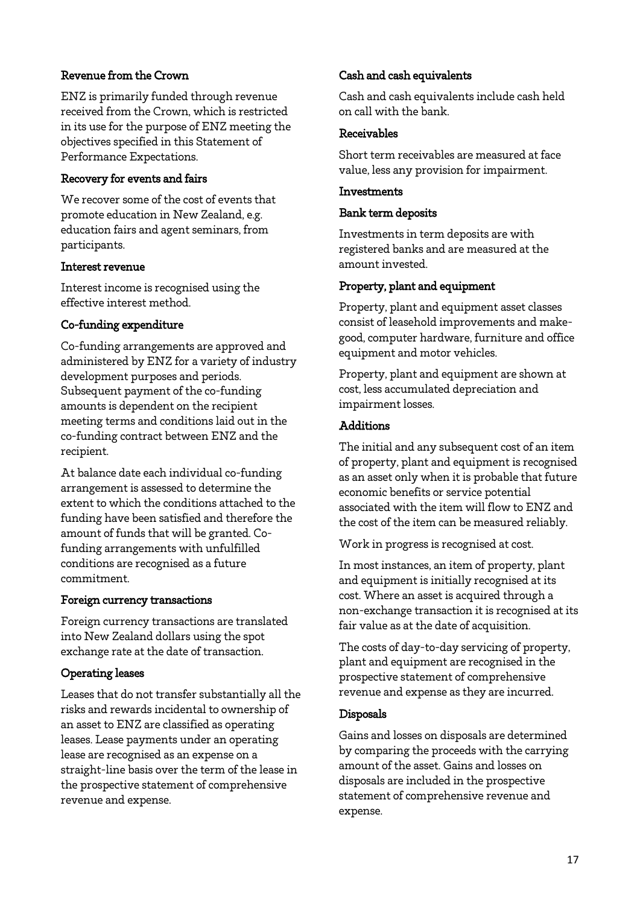### Revenue from the Crown

ENZ is primarily funded through revenue received from the Crown, which is restricted in its use for the purpose of ENZ meeting the objectives specified in this Statement of Performance Expectations.

### Recovery for events and fairs

We recover some of the cost of events that promote education in New Zealand, e.g. education fairs and agent seminars, from participants.

### Interest revenue

Interest income is recognised using the effective interest method.

### Co-funding expenditure

Co-funding arrangements are approved and administered by ENZ for a variety of industry development purposes and periods. Subsequent payment of the co-funding amounts is dependent on the recipient meeting terms and conditions laid out in the co-funding contract between ENZ and the recipient.

At balance date each individual co-funding arrangement is assessed to determine the extent to which the conditions attached to the funding have been satisfied and therefore the amount of funds that will be granted. Co-funding arrangements with unfulfilled conditions are recognised as a future commitment.

### Foreign currency transactions

Foreign currency transactions are translated into New Zealand dollars using the spot exchange rate at the date of transaction.

### Operating leases

Leases that do not transfer substantially all the risks and rewards incidental to ownership of an asset to ENZ are classified as operating leases. Lease payments under an operating lease are recognised as an expense on a straight-line basis over the term of the lease in the prospective statement of comprehensive revenue and expense.

### Cash and cash equivalents

Cash and cash equivalents include cash held on call with the bank.

### Receivables

Short term receivables are measured at face value, less any provision for impairment.

### Investments

### Bank term deposits

Investments in term deposits are with registered banks and are measured at the amount invested.

### Property, plant and equipment

Property, plant and equipment asset classes consist of leasehold improvements and make-good, computer hardware, furniture and office equipment and motor vehicles.

Property, plant and equipment are shown at cost, less accumulated depreciation and impairment losses.

### Additions

The initial and any subsequent cost of an item of property, plant and equipment is recognised as an asset only when it is probable that future economic benefits or service potential associated with the item will flow to ENZ and the cost of the item can be measured reliably.

Work in progress is recognised at cost.

In most instances, an item of property, plant and equipment is initially recognised at its cost. Where an asset is acquired through a non-exchange transaction it is recognised at its fair value as at the date of acquisition.

The costs of day-to-day servicing of property, plant and equipment are recognised in the prospective statement of comprehensive revenue and expense as they are incurred.

### Disposals

Gains and losses on disposals are determined by comparing the proceeds with the carrying amount of the asset. Gains and losses on disposals are included in the prospective statement of comprehensive revenue and expense.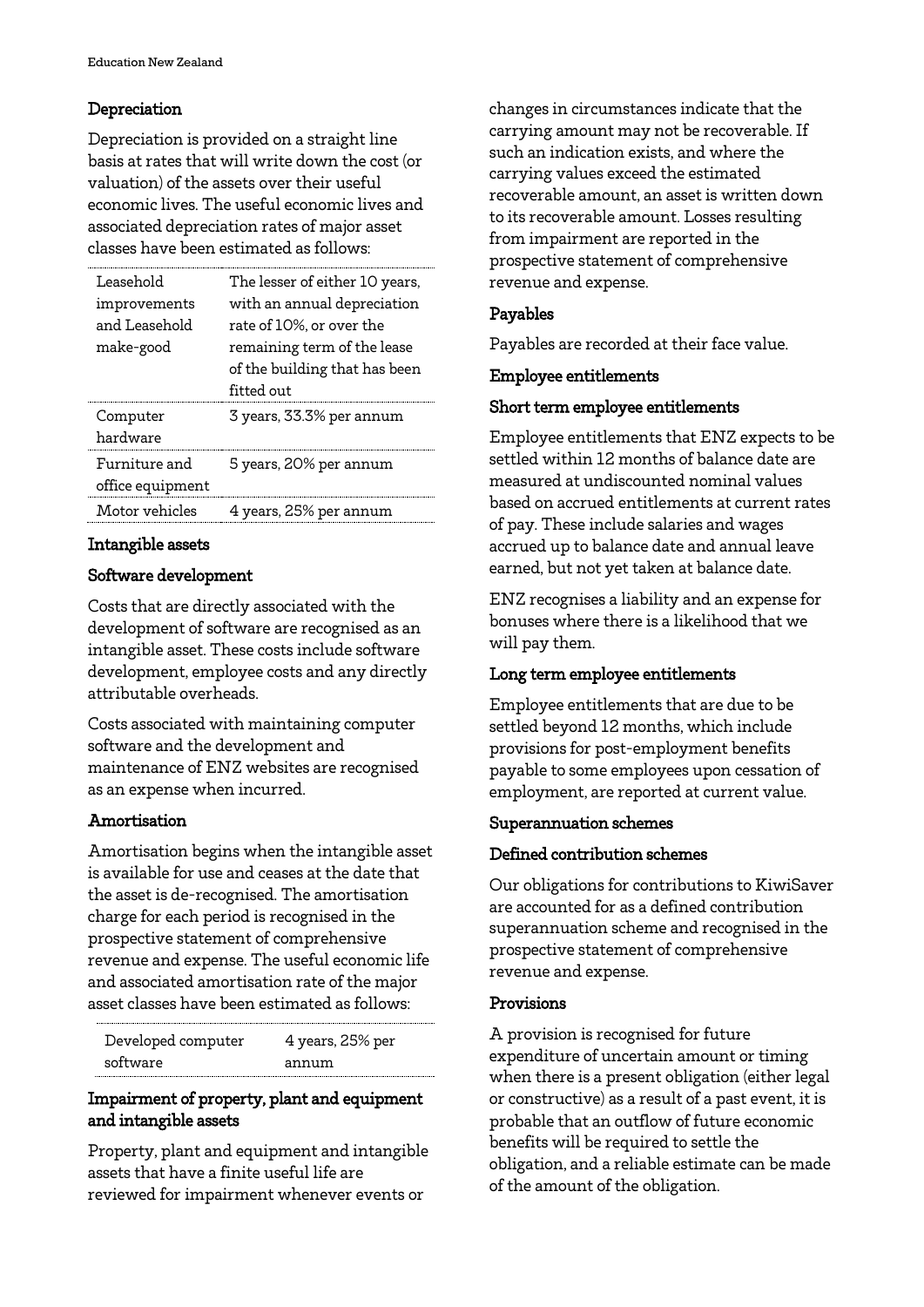### Depreciation

Depreciation is provided on a straight line basis at rates that will write down the cost (or valuation) of the assets over their useful economic lives. The useful economic lives and associated depreciation rates of major asset classes have been estimated as follows:

| | |
|---|---|
| Leasehold improvements and Leasehold make-good | The lesser of either 10 years, with an annual depreciation rate of 10%, or over the remaining term of the lease of the building that has been fitted out |
| Computer hardware | 3 years, 33.3% per annum |
| Furniture and office equipment | 5 years, 20% per annum |
| Motor vehicles | 4 years, 25% per annum |

### Intangible assets

### Software development

Costs that are directly associated with the development of software are recognised as an intangible asset. These costs include software development, employee costs and any directly attributable overheads.

Costs associated with maintaining computer software and the development and maintenance of ENZ websites are recognised as an expense when incurred.

### Amortisation

Amortisation begins when the intangible asset is available for use and ceases at the date that the asset is de-recognised. The amortisation charge for each period is recognised in the prospective statement of comprehensive revenue and expense. The useful economic life and associated amortisation rate of the major asset classes have been estimated as follows:

| | |
|---|---|
| Developed computer software | 4 years, 25% per annum |

### Impairment of property, plant and equipment and intangible assets

Property, plant and equipment and intangible assets that have a finite useful life are reviewed for impairment whenever events or changes in circumstances indicate that the carrying amount may not be recoverable. If such an indication exists, and where the carrying values exceed the estimated recoverable amount, an asset is written down to its recoverable amount. Losses resulting from impairment are reported in the prospective statement of comprehensive revenue and expense.

### Payables

Payables are recorded at their face value.

### Employee entitlements

### Short term employee entitlements

Employee entitlements that ENZ expects to be settled within 12 months of balance date are measured at undiscounted nominal values based on accrued entitlements at current rates of pay. These include salaries and wages accrued up to balance date and annual leave earned, but not yet taken at balance date.

ENZ recognises a liability and an expense for bonuses where there is a likelihood that we will pay them.

### Long term employee entitlements

Employee entitlements that are due to be settled beyond 12 months, which include provisions for post-employment benefits payable to some employees upon cessation of employment, are reported at current value.

### Superannuation schemes

### Defined contribution schemes

Our obligations for contributions to KiwiSaver are accounted for as a defined contribution superannuation scheme and recognised in the prospective statement of comprehensive revenue and expense.

### Provisions

A provision is recognised for future expenditure of uncertain amount or timing when there is a present obligation (either legal or constructive) as a result of a past event, it is probable that an outflow of future economic benefits will be required to settle the obligation, and a reliable estimate can be made of the amount of the obligation.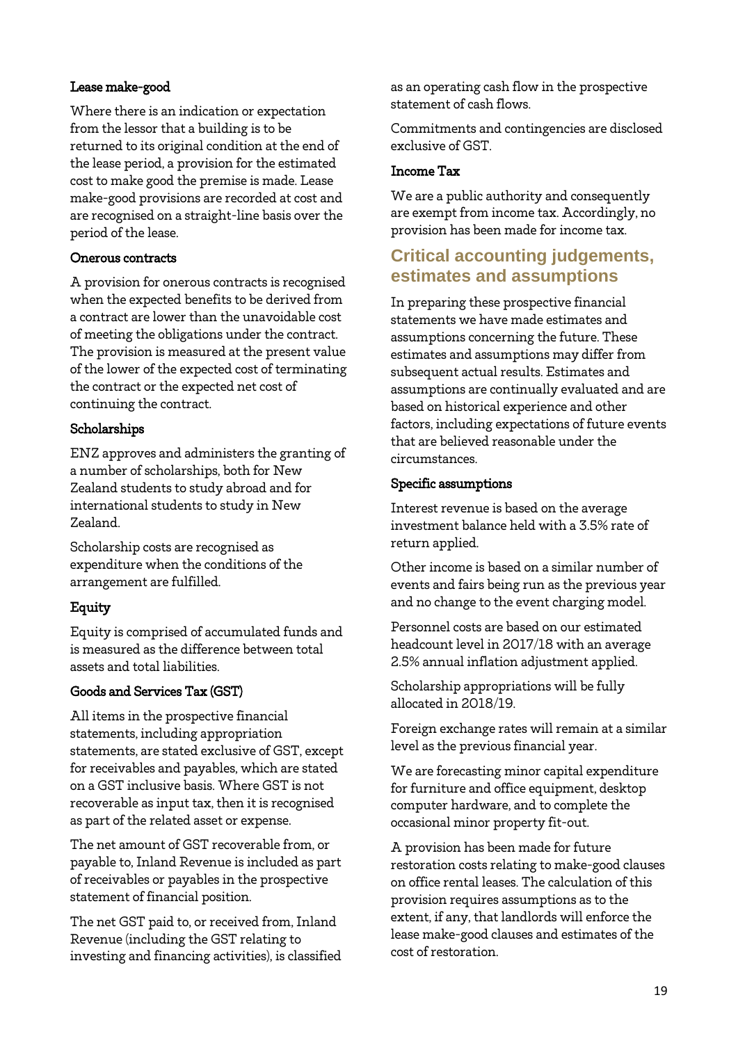### Lease make-good

Where there is an indication or expectation from the lessor that a building is to be returned to its original condition at the end of the lease period, a provision for the estimated cost to make good the premise is made. Lease make-good provisions are recorded at cost and are recognised on a straight-line basis over the period of the lease.

### Onerous contracts

A provision for onerous contracts is recognised when the expected benefits to be derived from a contract are lower than the unavoidable cost of meeting the obligations under the contract. The provision is measured at the present value of the lower of the expected cost of terminating the contract or the expected net cost of continuing the contract.

### Scholarships

ENZ approves and administers the granting of a number of scholarships, both for New Zealand students to study abroad and for international students to study in New Zealand.

Scholarship costs are recognised as expenditure when the conditions of the arrangement are fulfilled.

### Equity

Equity is comprised of accumulated funds and is measured as the difference between total assets and total liabilities.

### Goods and Services Tax (GST)

All items in the prospective financial statements, including appropriation statements, are stated exclusive of GST, except for receivables and payables, which are stated on a GST inclusive basis. Where GST is not recoverable as input tax, then it is recognised as part of the related asset or expense.

The net amount of GST recoverable from, or payable to, Inland Revenue is included as part of receivables or payables in the prospective statement of financial position.

The net GST paid to, or received from, Inland Revenue (including the GST relating to investing and financing activities), is classified as an operating cash flow in the prospective statement of cash flows.

Commitments and contingencies are disclosed exclusive of GST.

### Income Tax

We are a public authority and consequently are exempt from income tax. Accordingly, no provision has been made for income tax.

## Critical accounting judgements, estimates and assumptions

In preparing these prospective financial statements we have made estimates and assumptions concerning the future. These estimates and assumptions may differ from subsequent actual results. Estimates and assumptions are continually evaluated and are based on historical experience and other factors, including expectations of future events that are believed reasonable under the circumstances.

### Specific assumptions

Interest revenue is based on the average investment balance held with a 3.5% rate of return applied.

Other income is based on a similar number of events and fairs being run as the previous year and no change to the event charging model.

Personnel costs are based on our estimated headcount level in 2017/18 with an average 2.5% annual inflation adjustment applied.

Scholarship appropriations will be fully allocated in 2018/19.

Foreign exchange rates will remain at a similar level as the previous financial year.

We are forecasting minor capital expenditure for furniture and office equipment, desktop computer hardware, and to complete the occasional minor property fit-out.

A provision has been made for future restoration costs relating to make-good clauses on office rental leases. The calculation of this provision requires assumptions as to the extent, if any, that landlords will enforce the lease make-good clauses and estimates of the cost of restoration.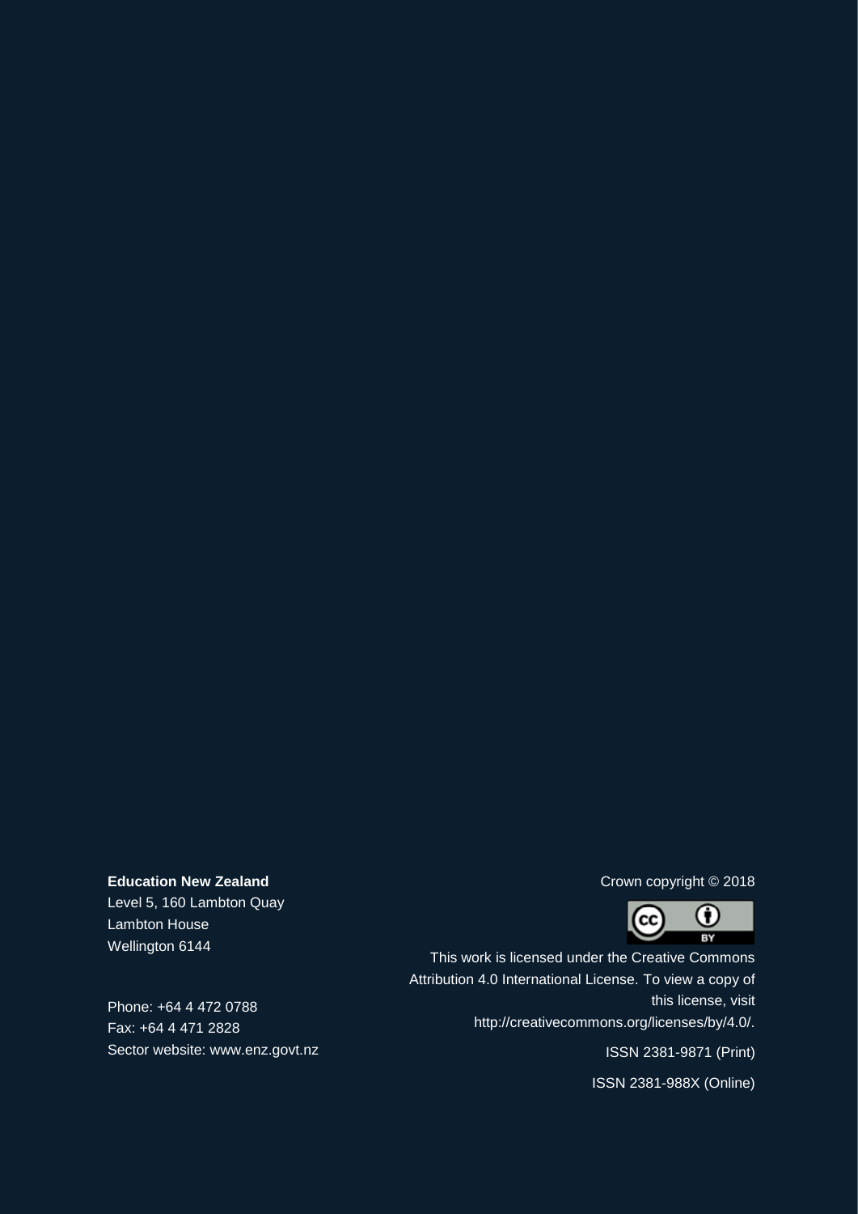**Education New Zealand**
Level 5, 160 Lambton Quay
Lambton House
Wellington 6144

Phone: +64 4 472 0788
Fax: +64 4 471 2828
Sector website: www.enz.govt.nz

Crown copyright © 2018

This work is licensed under the Creative Commons Attribution 4.0 International License. To view a copy of this license, visit http://creativecommons.org/licenses/by/4.0/.

ISSN 2381-9871 (Print)

ISSN 2381-988X (Online)